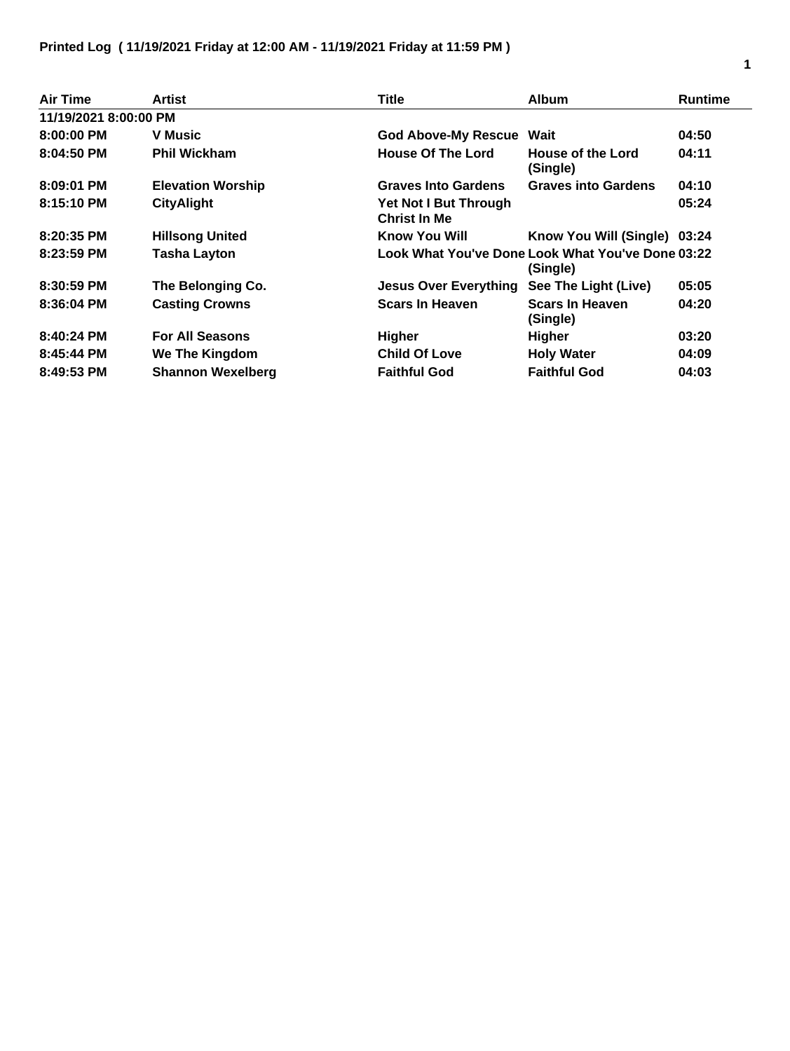**Printed Log ( 11/19/2021 Friday at 12:00 AM - 11/19/2021 Friday at 11:59 PM )**

| Air Time | Artist | Title | Album | Runtime |
|---|---|---|---|---|
| **11/19/2021 8:00:00 PM** | | | | |
| 8:00:00 PM | V Music | God Above-My Rescue | Wait | 04:50 |
| 8:04:50 PM | Phil Wickham | House Of The Lord | House of the Lord (Single) | 04:11 |
| 8:09:01 PM | Elevation Worship | Graves Into Gardens | Graves into Gardens | 04:10 |
| 8:15:10 PM | CityAlight | Yet Not I But Through Christ In Me | | 05:24 |
| 8:20:35 PM | Hillsong United | Know You Will | Know You Will (Single) | 03:24 |
| 8:23:59 PM | Tasha Layton | Look What You've Done | Look What You've Done (Single) | 03:22 |
| 8:30:59 PM | The Belonging Co. | Jesus Over Everything | See The Light (Live) | 05:05 |
| 8:36:04 PM | Casting Crowns | Scars In Heaven | Scars In Heaven (Single) | 04:20 |
| 8:40:24 PM | For All Seasons | Higher | Higher | 03:20 |
| 8:45:44 PM | We The Kingdom | Child Of Love | Holy Water | 04:09 |
| 8:49:53 PM | Shannon Wexelberg | Faithful God | Faithful God | 04:03 |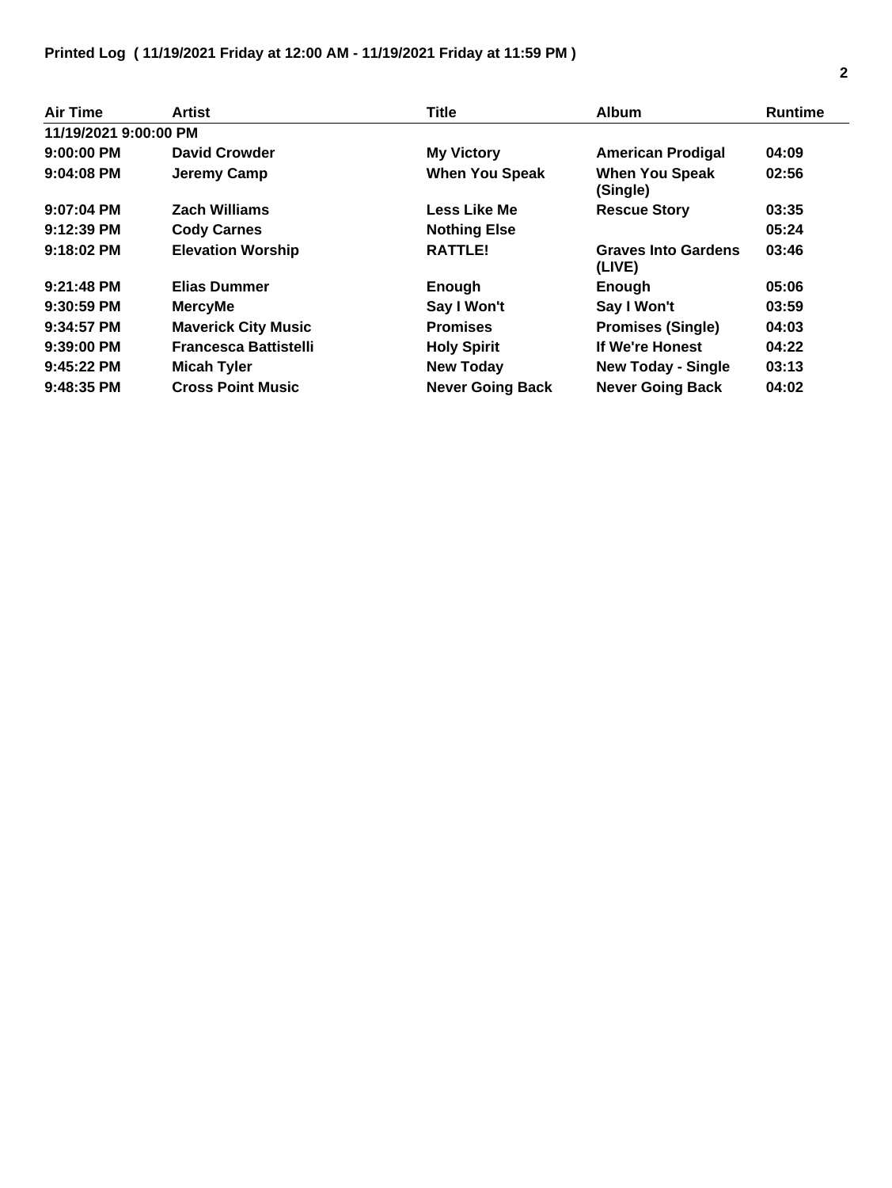**Printed Log ( 11/19/2021 Friday at 12:00 AM - 11/19/2021 Friday at 11:59 PM )**

| Air Time | Artist | Title | Album | Runtime |
|---|---|---|---|---|
| 11/19/2021 9:00:00 PM | | | | |
| 9:00:00 PM | David Crowder | My Victory | American Prodigal | 04:09 |
| 9:04:08 PM | Jeremy Camp | When You Speak | When You Speak (Single) | 02:56 |
| 9:07:04 PM | Zach Williams | Less Like Me | Rescue Story | 03:35 |
| 9:12:39 PM | Cody Carnes | Nothing Else | | 05:24 |
| 9:18:02 PM | Elevation Worship | RATTLE! | Graves Into Gardens (LIVE) | 03:46 |
| 9:21:48 PM | Elias Dummer | Enough | Enough | 05:06 |
| 9:30:59 PM | MercyMe | Say I Won't | Say I Won't | 03:59 |
| 9:34:57 PM | Maverick City Music | Promises | Promises (Single) | 04:03 |
| 9:39:00 PM | Francesca Battistelli | Holy Spirit | If We're Honest | 04:22 |
| 9:45:22 PM | Micah Tyler | New Today | New Today - Single | 03:13 |
| 9:48:35 PM | Cross Point Music | Never Going Back | Never Going Back | 04:02 |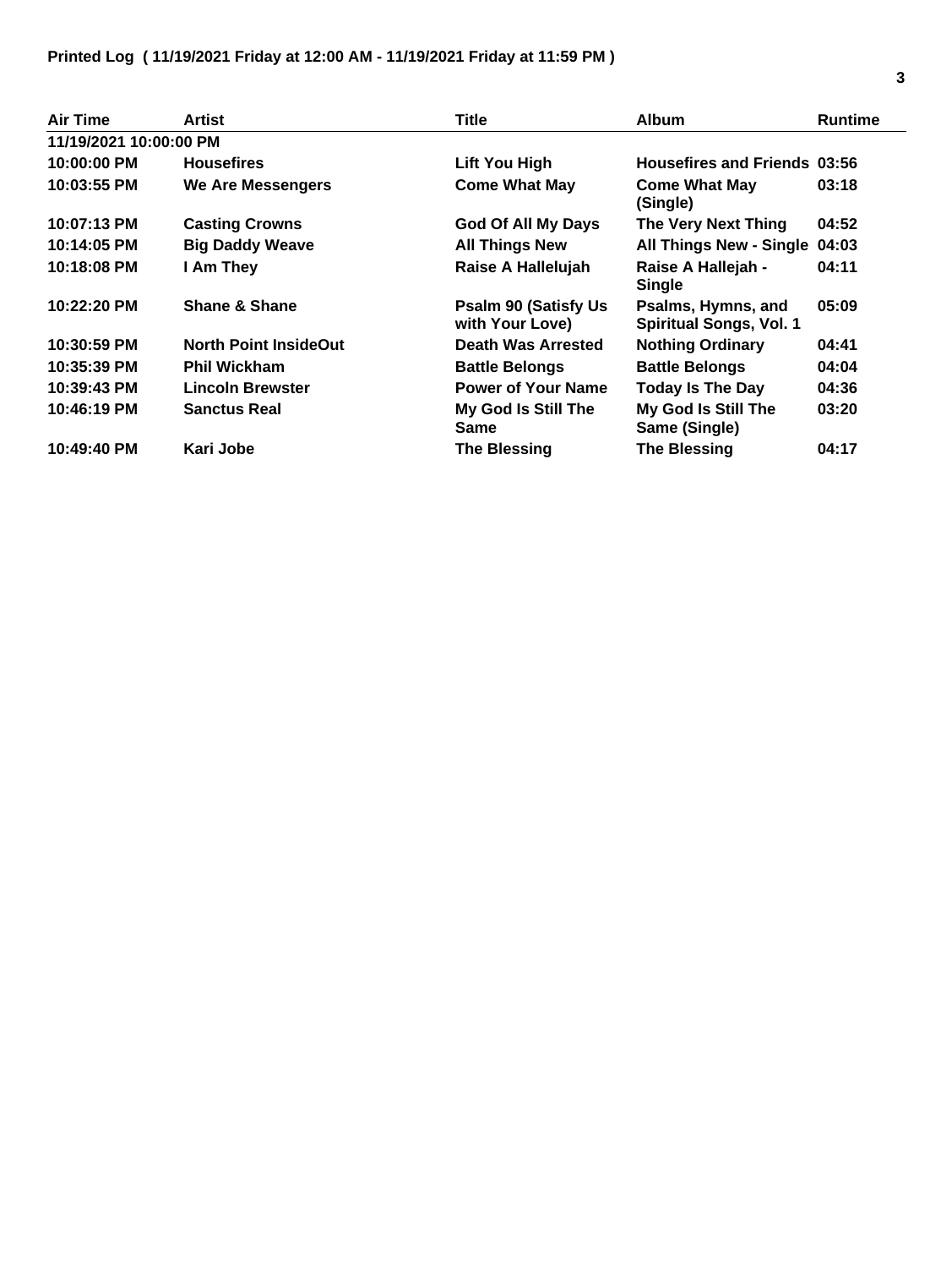**Printed Log ( 11/19/2021 Friday at 12:00 AM - 11/19/2021 Friday at 11:59 PM )**

| Air Time | Artist | Title | Album | Runtime |
|---|---|---|---|---|
| **11/19/2021 10:00:00 PM** | | | | |
| 10:00:00 PM | Housefires | Lift You High | Housefires and Friends | 03:56 |
| 10:03:55 PM | We Are Messengers | Come What May | Come What May (Single) | 03:18 |
| 10:07:13 PM | Casting Crowns | God Of All My Days | The Very Next Thing | 04:52 |
| 10:14:05 PM | Big Daddy Weave | All Things New | All Things New - Single | 04:03 |
| 10:18:08 PM | I Am They | Raise A Hallelujah | Raise A Hallejah - Single | 04:11 |
| 10:22:20 PM | Shane & Shane | Psalm 90 (Satisfy Us with Your Love) | Psalms, Hymns, and Spiritual Songs, Vol. 1 | 05:09 |
| 10:30:59 PM | North Point InsideOut | Death Was Arrested | Nothing Ordinary | 04:41 |
| 10:35:39 PM | Phil Wickham | Battle Belongs | Battle Belongs | 04:04 |
| 10:39:43 PM | Lincoln Brewster | Power of Your Name | Today Is The Day | 04:36 |
| 10:46:19 PM | Sanctus Real | My God Is Still The Same | My God Is Still The Same (Single) | 03:20 |
| 10:49:40 PM | Kari Jobe | The Blessing | The Blessing | 04:17 |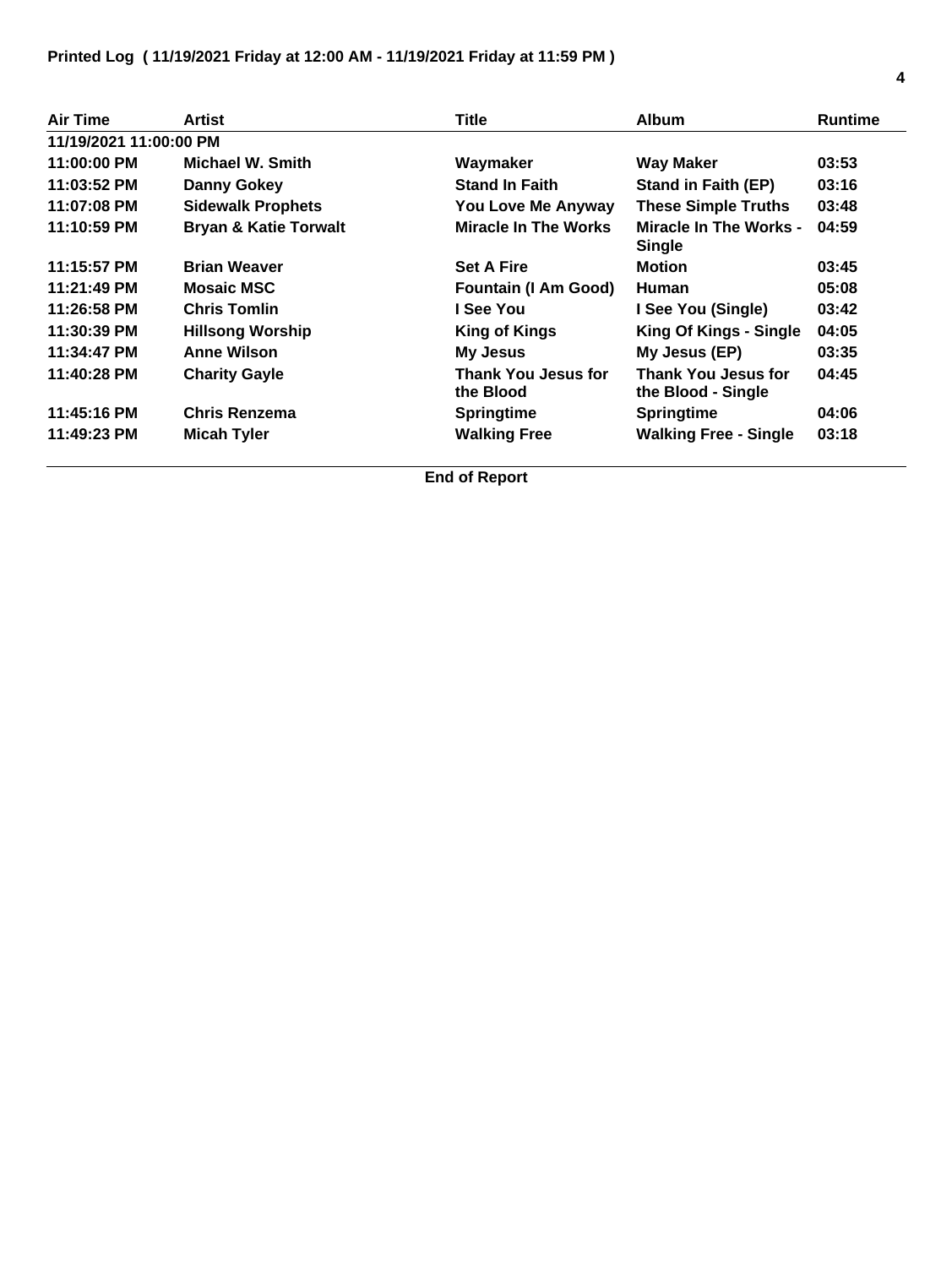**Printed Log ( 11/19/2021 Friday at 12:00 AM - 11/19/2021 Friday at 11:59 PM )**

| Air Time | Artist | Title | Album | Runtime |
|---|---|---|---|---|
| 11/19/2021 11:00:00 PM | | | | |
| 11:00:00 PM | Michael W. Smith | Waymaker | Way Maker | 03:53 |
| 11:03:52 PM | Danny Gokey | Stand In Faith | Stand in Faith (EP) | 03:16 |
| 11:07:08 PM | Sidewalk Prophets | You Love Me Anyway | These Simple Truths | 03:48 |
| 11:10:59 PM | Bryan & Katie Torwalt | Miracle In The Works | Miracle In The Works - Single | 04:59 |
| 11:15:57 PM | Brian Weaver | Set A Fire | Motion | 03:45 |
| 11:21:49 PM | Mosaic MSC | Fountain (I Am Good) | Human | 05:08 |
| 11:26:58 PM | Chris Tomlin | I See You | I See You (Single) | 03:42 |
| 11:30:39 PM | Hillsong Worship | King of Kings | King Of Kings - Single | 04:05 |
| 11:34:47 PM | Anne Wilson | My Jesus | My Jesus (EP) | 03:35 |
| 11:40:28 PM | Charity Gayle | Thank You Jesus for the Blood | Thank You Jesus for the Blood - Single | 04:45 |
| 11:45:16 PM | Chris Renzema | Springtime | Springtime | 04:06 |
| 11:49:23 PM | Micah Tyler | Walking Free | Walking Free - Single | 03:18 |

**End of Report**